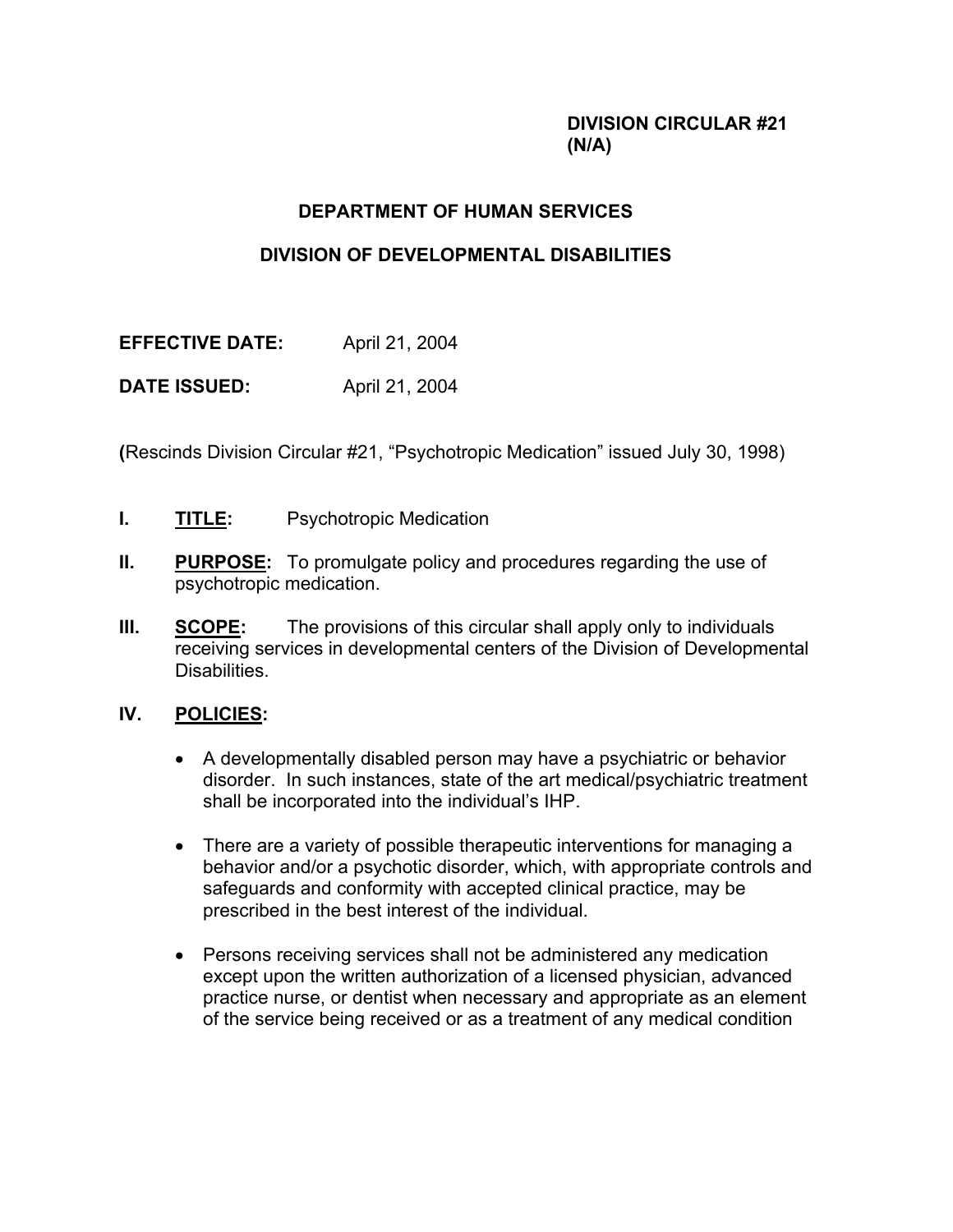**DIVISION CIRCULAR #21**
**(N/A)**

## DEPARTMENT OF HUMAN SERVICES

## DIVISION OF DEVELOPMENTAL DISABILITIES

**EFFECTIVE DATE:** April 21, 2004

**DATE ISSUED:** April 21, 2004

**(**Rescinds Division Circular #21, "Psychotropic Medication" issued July 30, 1998)

**I. TITLE:** Psychotropic Medication

**II. PURPOSE:** To promulgate policy and procedures regarding the use of psychotropic medication.

**III. SCOPE:** The provisions of this circular shall apply only to individuals receiving services in developmental centers of the Division of Developmental Disabilities.

**IV. POLICIES:**

- A developmentally disabled person may have a psychiatric or behavior disorder. In such instances, state of the art medical/psychiatric treatment shall be incorporated into the individual's IHP.
- There are a variety of possible therapeutic interventions for managing a behavior and/or a psychotic disorder, which, with appropriate controls and safeguards and conformity with accepted clinical practice, may be prescribed in the best interest of the individual.
- Persons receiving services shall not be administered any medication except upon the written authorization of a licensed physician, advanced practice nurse, or dentist when necessary and appropriate as an element of the service being received or as a treatment of any medical condition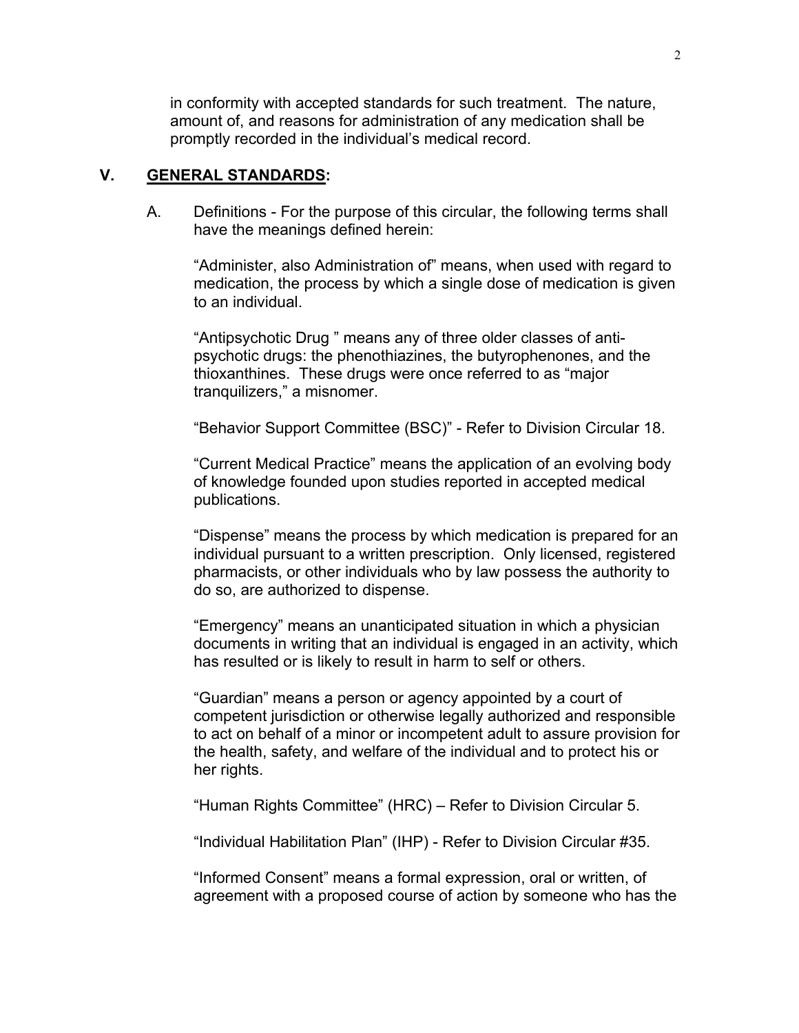in conformity with accepted standards for such treatment. The nature, amount of, and reasons for administration of any medication shall be promptly recorded in the individual's medical record.

## V. **GENERAL STANDARDS:**

A. Definitions - For the purpose of this circular, the following terms shall have the meanings defined herein:

"Administer, also Administration of" means, when used with regard to medication, the process by which a single dose of medication is given to an individual.

"Antipsychotic Drug " means any of three older classes of anti-psychotic drugs: the phenothiazines, the butyrophenones, and the thioxanthines. These drugs were once referred to as "major tranquilizers," a misnomer.

"Behavior Support Committee (BSC)" - Refer to Division Circular 18.

"Current Medical Practice" means the application of an evolving body of knowledge founded upon studies reported in accepted medical publications.

"Dispense" means the process by which medication is prepared for an individual pursuant to a written prescription. Only licensed, registered pharmacists, or other individuals who by law possess the authority to do so, are authorized to dispense.

"Emergency" means an unanticipated situation in which a physician documents in writing that an individual is engaged in an activity, which has resulted or is likely to result in harm to self or others.

"Guardian" means a person or agency appointed by a court of competent jurisdiction or otherwise legally authorized and responsible to act on behalf of a minor or incompetent adult to assure provision for the health, safety, and welfare of the individual and to protect his or her rights.

"Human Rights Committee" (HRC) – Refer to Division Circular 5.

"Individual Habilitation Plan" (IHP) - Refer to Division Circular #35.

"Informed Consent" means a formal expression, oral or written, of agreement with a proposed course of action by someone who has the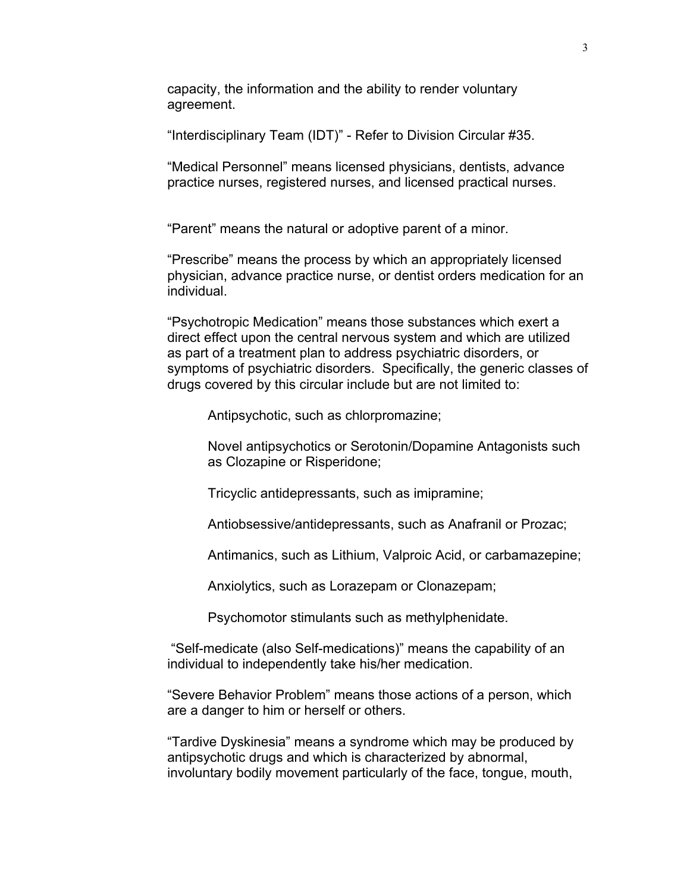capacity, the information and the ability to render voluntary agreement.

"Interdisciplinary Team (IDT)" - Refer to Division Circular #35.

"Medical Personnel" means licensed physicians, dentists, advance practice nurses, registered nurses, and licensed practical nurses.

"Parent" means the natural or adoptive parent of a minor.

"Prescribe" means the process by which an appropriately licensed physician, advance practice nurse, or dentist orders medication for an individual.

"Psychotropic Medication" means those substances which exert a direct effect upon the central nervous system and which are utilized as part of a treatment plan to address psychiatric disorders, or symptoms of psychiatric disorders. Specifically, the generic classes of drugs covered by this circular include but are not limited to:

> Antipsychotic, such as chlorpromazine;
>
> Novel antipsychotics or Serotonin/Dopamine Antagonists such as Clozapine or Risperidone;
>
> Tricyclic antidepressants, such as imipramine;
>
> Antiobsessive/antidepressants, such as Anafranil or Prozac;
>
> Antimanics, such as Lithium, Valproic Acid, or carbamazepine;
>
> Anxiolytics, such as Lorazepam or Clonazepam;
>
> Psychomotor stimulants such as methylphenidate.

"Self-medicate (also Self-medications)" means the capability of an individual to independently take his/her medication.

"Severe Behavior Problem" means those actions of a person, which are a danger to him or herself or others.

"Tardive Dyskinesia" means a syndrome which may be produced by antipsychotic drugs and which is characterized by abnormal, involuntary bodily movement particularly of the face, tongue, mouth,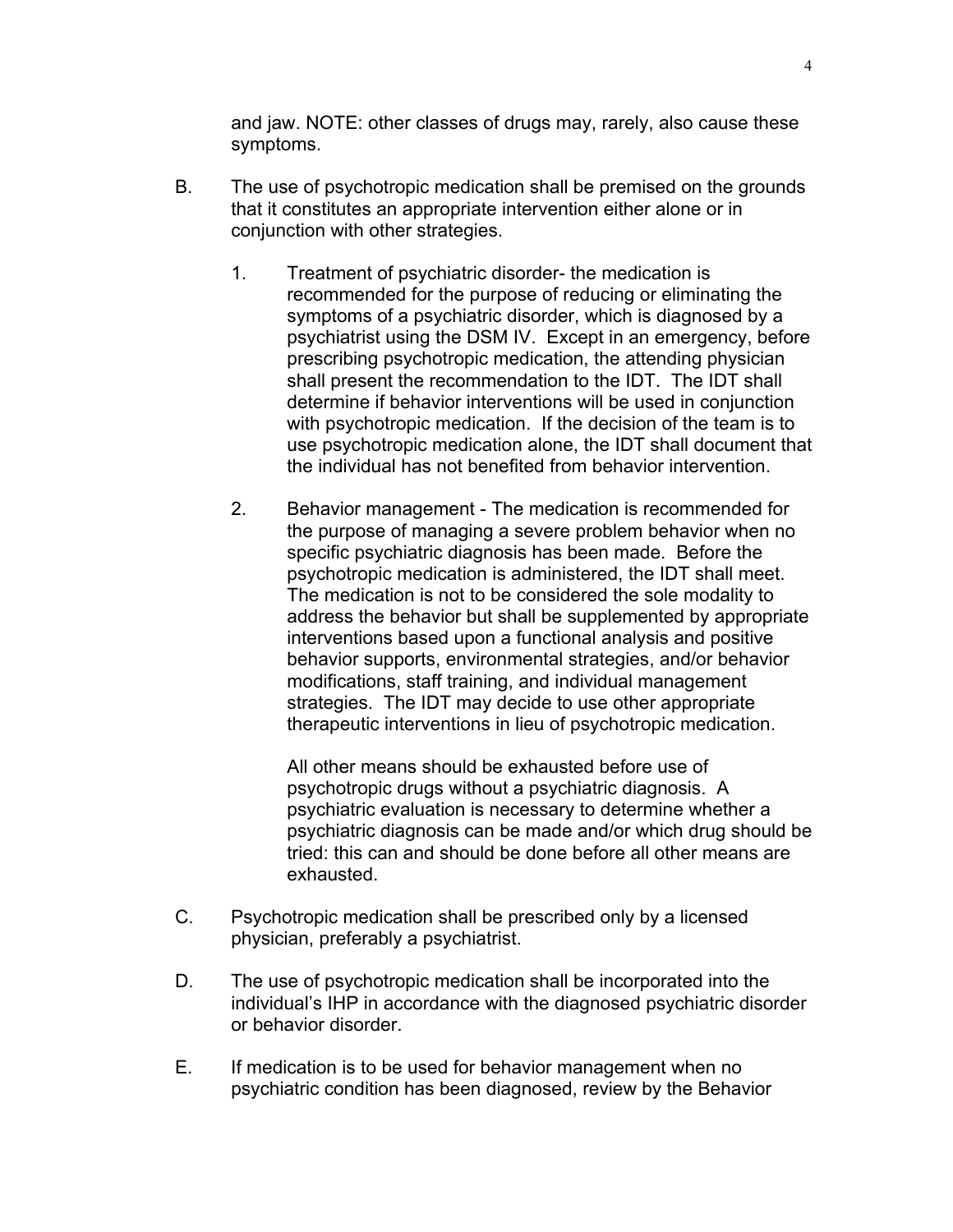and jaw. NOTE: other classes of drugs may, rarely, also cause these symptoms.

B. The use of psychotropic medication shall be premised on the grounds that it constitutes an appropriate intervention either alone or in conjunction with other strategies.

   1. Treatment of psychiatric disorder- the medication is recommended for the purpose of reducing or eliminating the symptoms of a psychiatric disorder, which is diagnosed by a psychiatrist using the DSM IV. Except in an emergency, before prescribing psychotropic medication, the attending physician shall present the recommendation to the IDT. The IDT shall determine if behavior interventions will be used in conjunction with psychotropic medication. If the decision of the team is to use psychotropic medication alone, the IDT shall document that the individual has not benefited from behavior intervention.

   2. Behavior management - The medication is recommended for the purpose of managing a severe problem behavior when no specific psychiatric diagnosis has been made. Before the psychotropic medication is administered, the IDT shall meet. The medication is not to be considered the sole modality to address the behavior but shall be supplemented by appropriate interventions based upon a functional analysis and positive behavior supports, environmental strategies, and/or behavior modifications, staff training, and individual management strategies. The IDT may decide to use other appropriate therapeutic interventions in lieu of psychotropic medication.

      All other means should be exhausted before use of psychotropic drugs without a psychiatric diagnosis. A psychiatric evaluation is necessary to determine whether a psychiatric diagnosis can be made and/or which drug should be tried: this can and should be done before all other means are exhausted.

C. Psychotropic medication shall be prescribed only by a licensed physician, preferably a psychiatrist.

D. The use of psychotropic medication shall be incorporated into the individual's IHP in accordance with the diagnosed psychiatric disorder or behavior disorder.

E. If medication is to be used for behavior management when no psychiatric condition has been diagnosed, review by the Behavior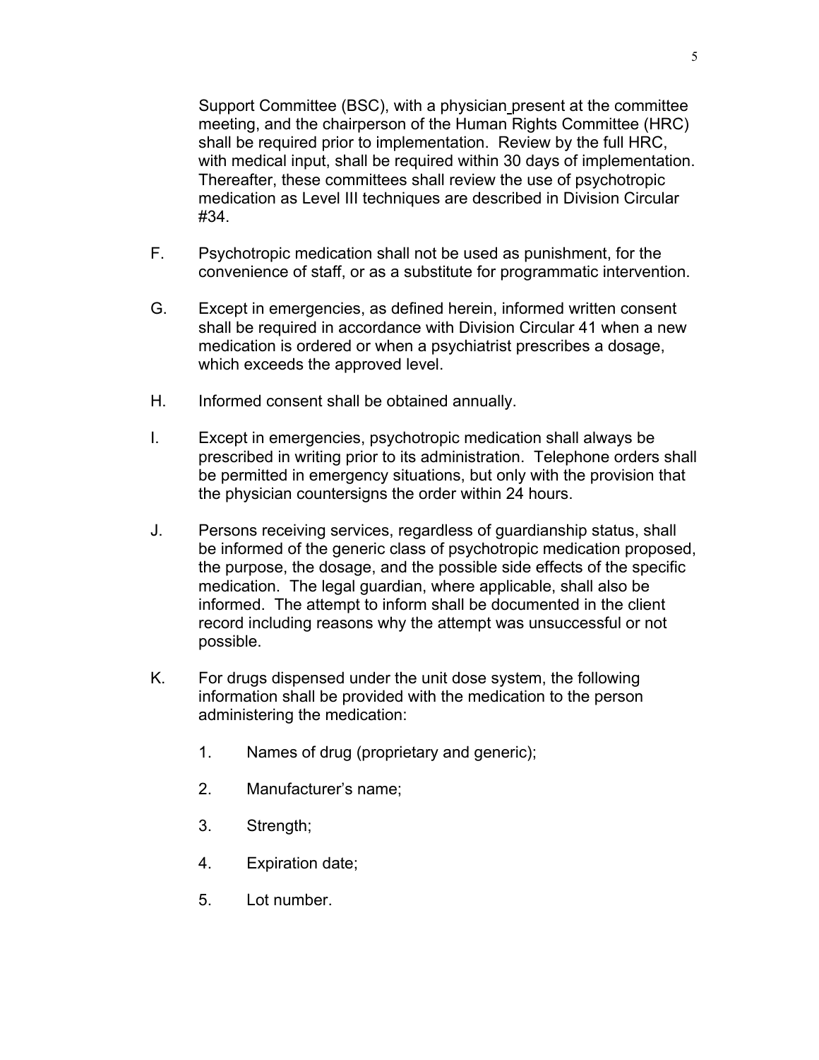Support Committee (BSC), with a physician present at the committee meeting, and the chairperson of the Human Rights Committee (HRC) shall be required prior to implementation. Review by the full HRC, with medical input, shall be required within 30 days of implementation. Thereafter, these committees shall review the use of psychotropic medication as Level III techniques are described in Division Circular #34.

F. Psychotropic medication shall not be used as punishment, for the convenience of staff, or as a substitute for programmatic intervention.

G. Except in emergencies, as defined herein, informed written consent shall be required in accordance with Division Circular 41 when a new medication is ordered or when a psychiatrist prescribes a dosage, which exceeds the approved level.

H. Informed consent shall be obtained annually.

I. Except in emergencies, psychotropic medication shall always be prescribed in writing prior to its administration. Telephone orders shall be permitted in emergency situations, but only with the provision that the physician countersigns the order within 24 hours.

J. Persons receiving services, regardless of guardianship status, shall be informed of the generic class of psychotropic medication proposed, the purpose, the dosage, and the possible side effects of the specific medication. The legal guardian, where applicable, shall also be informed. The attempt to inform shall be documented in the client record including reasons why the attempt was unsuccessful or not possible.

K. For drugs dispensed under the unit dose system, the following information shall be provided with the medication to the person administering the medication:

1. Names of drug (proprietary and generic);
2. Manufacturer's name;
3. Strength;
4. Expiration date;
5. Lot number.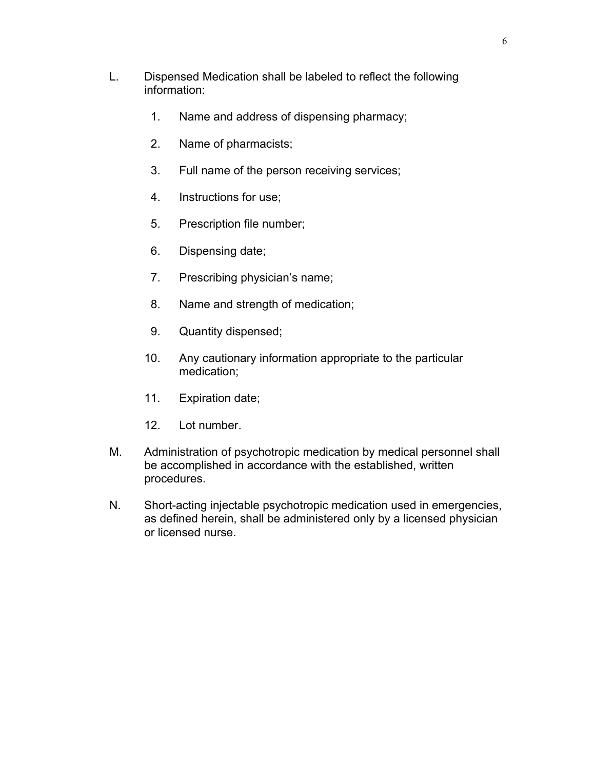L. Dispensed Medication shall be labeled to reflect the following information:

1. Name and address of dispensing pharmacy;
2. Name of pharmacists;
3. Full name of the person receiving services;
4. Instructions for use;
5. Prescription file number;
6. Dispensing date;
7. Prescribing physician's name;
8. Name and strength of medication;
9. Quantity dispensed;
10. Any cautionary information appropriate to the particular medication;
11. Expiration date;
12. Lot number.

M. Administration of psychotropic medication by medical personnel shall be accomplished in accordance with the established, written procedures.

N. Short-acting injectable psychotropic medication used in emergencies, as defined herein, shall be administered only by a licensed physician or licensed nurse.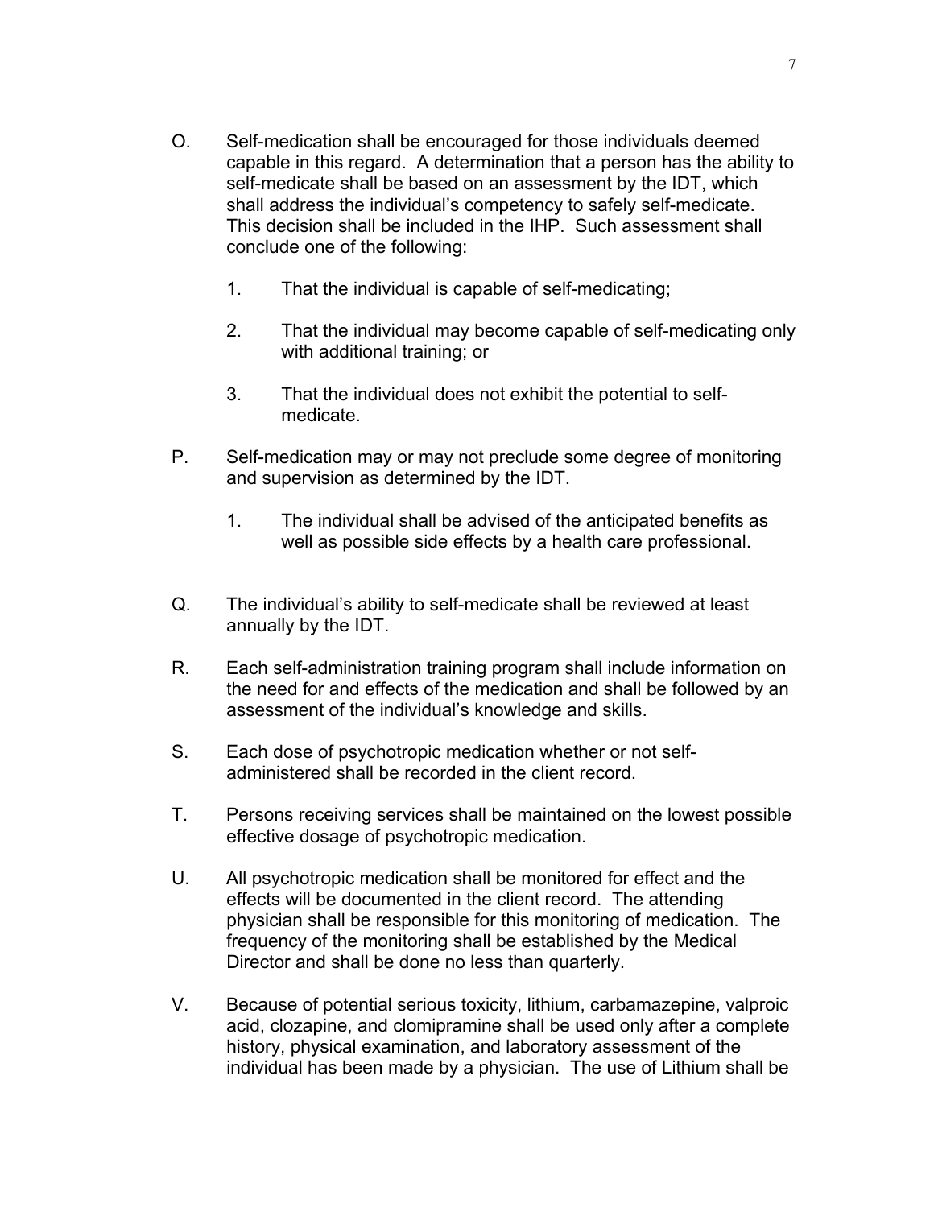O. Self-medication shall be encouraged for those individuals deemed capable in this regard. A determination that a person has the ability to self-medicate shall be based on an assessment by the IDT, which shall address the individual's competency to safely self-medicate. This decision shall be included in the IHP. Such assessment shall conclude one of the following:

   1. That the individual is capable of self-medicating;

   2. That the individual may become capable of self-medicating only with additional training; or

   3. That the individual does not exhibit the potential to self-medicate.

P. Self-medication may or may not preclude some degree of monitoring and supervision as determined by the IDT.

   1. The individual shall be advised of the anticipated benefits as well as possible side effects by a health care professional.

Q. The individual's ability to self-medicate shall be reviewed at least annually by the IDT.

R. Each self-administration training program shall include information on the need for and effects of the medication and shall be followed by an assessment of the individual's knowledge and skills.

S. Each dose of psychotropic medication whether or not self-administered shall be recorded in the client record.

T. Persons receiving services shall be maintained on the lowest possible effective dosage of psychotropic medication.

U. All psychotropic medication shall be monitored for effect and the effects will be documented in the client record. The attending physician shall be responsible for this monitoring of medication. The frequency of the monitoring shall be established by the Medical Director and shall be done no less than quarterly.

V. Because of potential serious toxicity, lithium, carbamazepine, valproic acid, clozapine, and clomipramine shall be used only after a complete history, physical examination, and laboratory assessment of the individual has been made by a physician. The use of Lithium shall be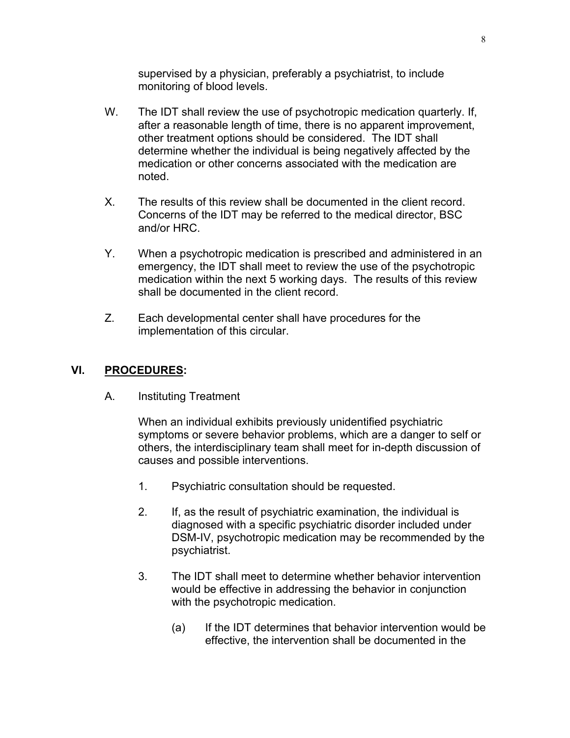supervised by a physician, preferably a psychiatrist, to include monitoring of blood levels.

W. The IDT shall review the use of psychotropic medication quarterly. If, after a reasonable length of time, there is no apparent improvement, other treatment options should be considered. The IDT shall determine whether the individual is being negatively affected by the medication or other concerns associated with the medication are noted.

X. The results of this review shall be documented in the client record. Concerns of the IDT may be referred to the medical director, BSC and/or HRC.

Y. When a psychotropic medication is prescribed and administered in an emergency, the IDT shall meet to review the use of the psychotropic medication within the next 5 working days. The results of this review shall be documented in the client record.

Z. Each developmental center shall have procedures for the implementation of this circular.

## VI. PROCEDURES:

A. Instituting Treatment

When an individual exhibits previously unidentified psychiatric symptoms or severe behavior problems, which are a danger to self or others, the interdisciplinary team shall meet for in-depth discussion of causes and possible interventions.

1. Psychiatric consultation should be requested.

2. If, as the result of psychiatric examination, the individual is diagnosed with a specific psychiatric disorder included under DSM-IV, psychotropic medication may be recommended by the psychiatrist.

3. The IDT shall meet to determine whether behavior intervention would be effective in addressing the behavior in conjunction with the psychotropic medication.

   (a) If the IDT determines that behavior intervention would be effective, the intervention shall be documented in the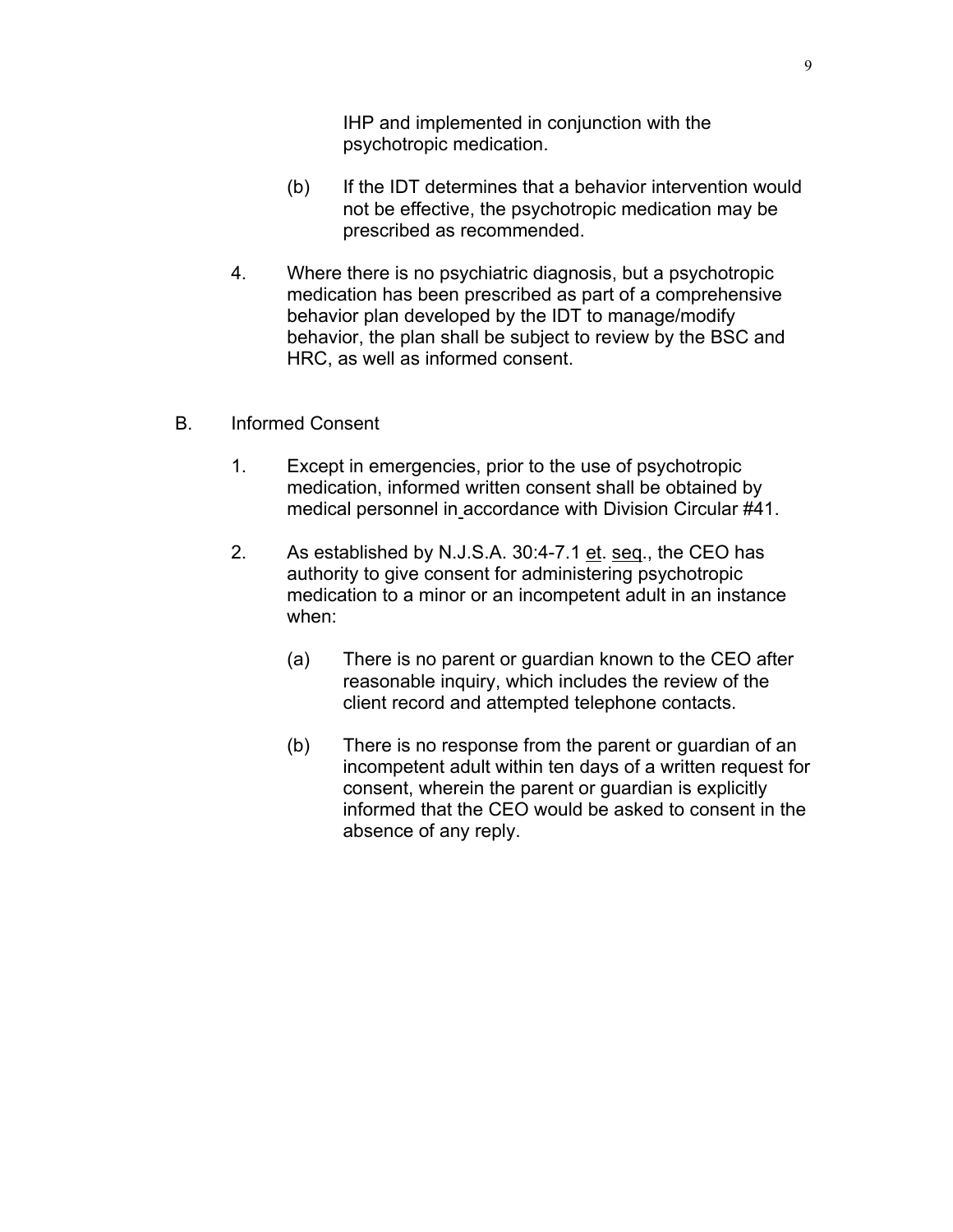IHP and implemented in conjunction with the psychotropic medication.

(b) If the IDT determines that a behavior intervention would not be effective, the psychotropic medication may be prescribed as recommended.

4. Where there is no psychiatric diagnosis, but a psychotropic medication has been prescribed as part of a comprehensive behavior plan developed by the IDT to manage/modify behavior, the plan shall be subject to review by the BSC and HRC, as well as informed consent.

B. Informed Consent

1. Except in emergencies, prior to the use of psychotropic medication, informed written consent shall be obtained by medical personnel in accordance with Division Circular #41.

2. As established by N.J.S.A. 30:4-7.1 et. seq., the CEO has authority to give consent for administering psychotropic medication to a minor or an incompetent adult in an instance when:

(a) There is no parent or guardian known to the CEO after reasonable inquiry, which includes the review of the client record and attempted telephone contacts.

(b) There is no response from the parent or guardian of an incompetent adult within ten days of a written request for consent, wherein the parent or guardian is explicitly informed that the CEO would be asked to consent in the absence of any reply.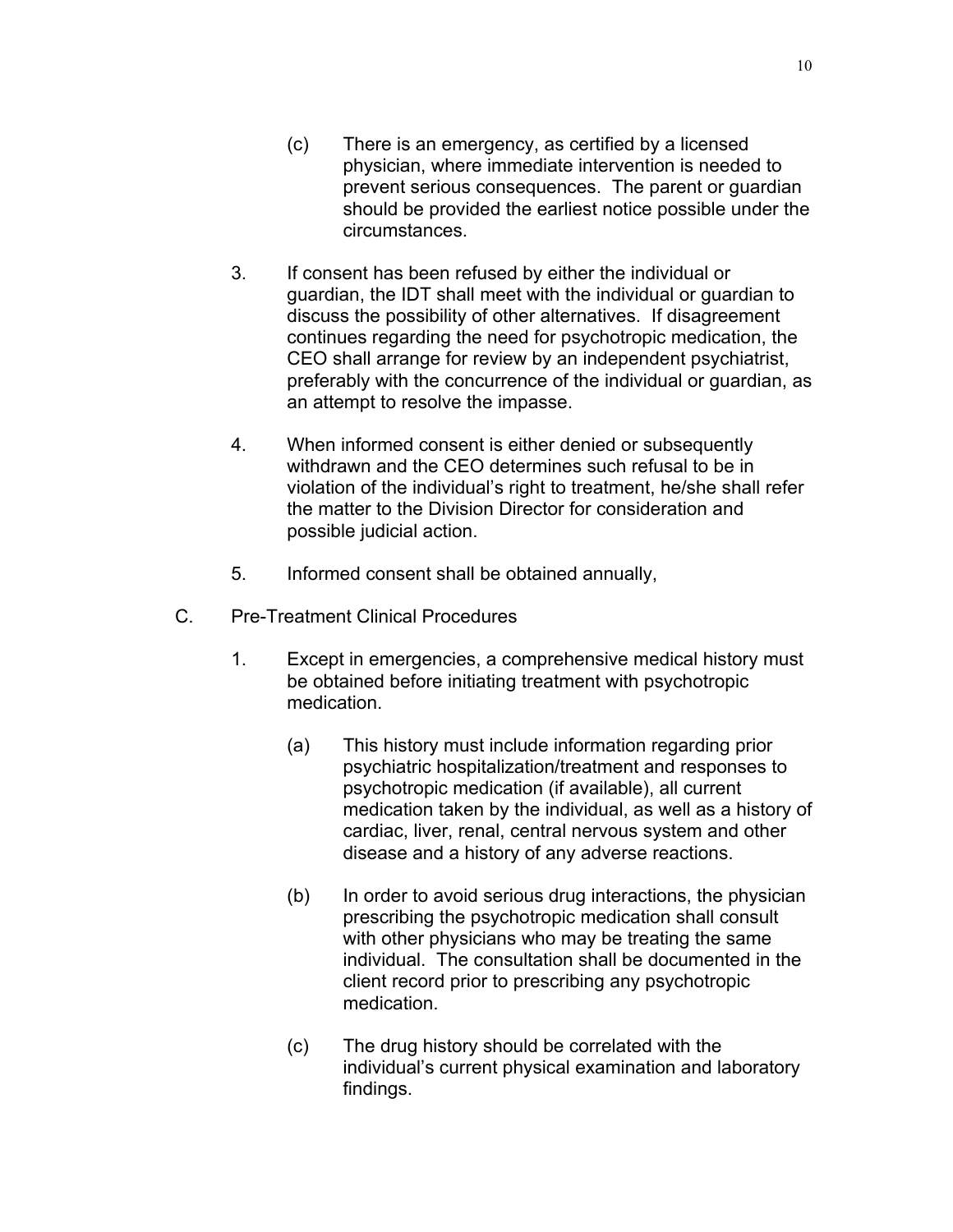(c) There is an emergency, as certified by a licensed physician, where immediate intervention is needed to prevent serious consequences. The parent or guardian should be provided the earliest notice possible under the circumstances.

3. If consent has been refused by either the individual or guardian, the IDT shall meet with the individual or guardian to discuss the possibility of other alternatives. If disagreement continues regarding the need for psychotropic medication, the CEO shall arrange for review by an independent psychiatrist, preferably with the concurrence of the individual or guardian, as an attempt to resolve the impasse.

4. When informed consent is either denied or subsequently withdrawn and the CEO determines such refusal to be in violation of the individual's right to treatment, he/she shall refer the matter to the Division Director for consideration and possible judicial action.

5. Informed consent shall be obtained annually,

C. Pre-Treatment Clinical Procedures

1. Except in emergencies, a comprehensive medical history must be obtained before initiating treatment with psychotropic medication.

   (a) This history must include information regarding prior psychiatric hospitalization/treatment and responses to psychotropic medication (if available), all current medication taken by the individual, as well as a history of cardiac, liver, renal, central nervous system and other disease and a history of any adverse reactions.

   (b) In order to avoid serious drug interactions, the physician prescribing the psychotropic medication shall consult with other physicians who may be treating the same individual. The consultation shall be documented in the client record prior to prescribing any psychotropic medication.

   (c) The drug history should be correlated with the individual's current physical examination and laboratory findings.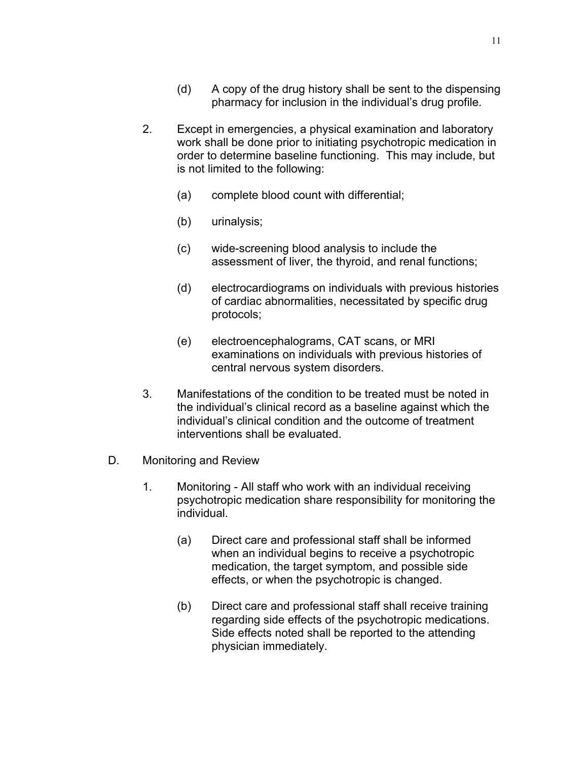(d) A copy of the drug history shall be sent to the dispensing pharmacy for inclusion in the individual's drug profile.

2. Except in emergencies, a physical examination and laboratory work shall be done prior to initiating psychotropic medication in order to determine baseline functioning. This may include, but is not limited to the following:

   (a) complete blood count with differential;

   (b) urinalysis;

   (c) wide-screening blood analysis to include the assessment of liver, the thyroid, and renal functions;

   (d) electrocardiograms on individuals with previous histories of cardiac abnormalities, necessitated by specific drug protocols;

   (e) electroencephalograms, CAT scans, or MRI examinations on individuals with previous histories of central nervous system disorders.

3. Manifestations of the condition to be treated must be noted in the individual's clinical record as a baseline against which the individual's clinical condition and the outcome of treatment interventions shall be evaluated.

D. Monitoring and Review

1. Monitoring - All staff who work with an individual receiving psychotropic medication share responsibility for monitoring the individual.

   (a) Direct care and professional staff shall be informed when an individual begins to receive a psychotropic medication, the target symptom, and possible side effects, or when the psychotropic is changed.

   (b) Direct care and professional staff shall receive training regarding side effects of the psychotropic medications. Side effects noted shall be reported to the attending physician immediately.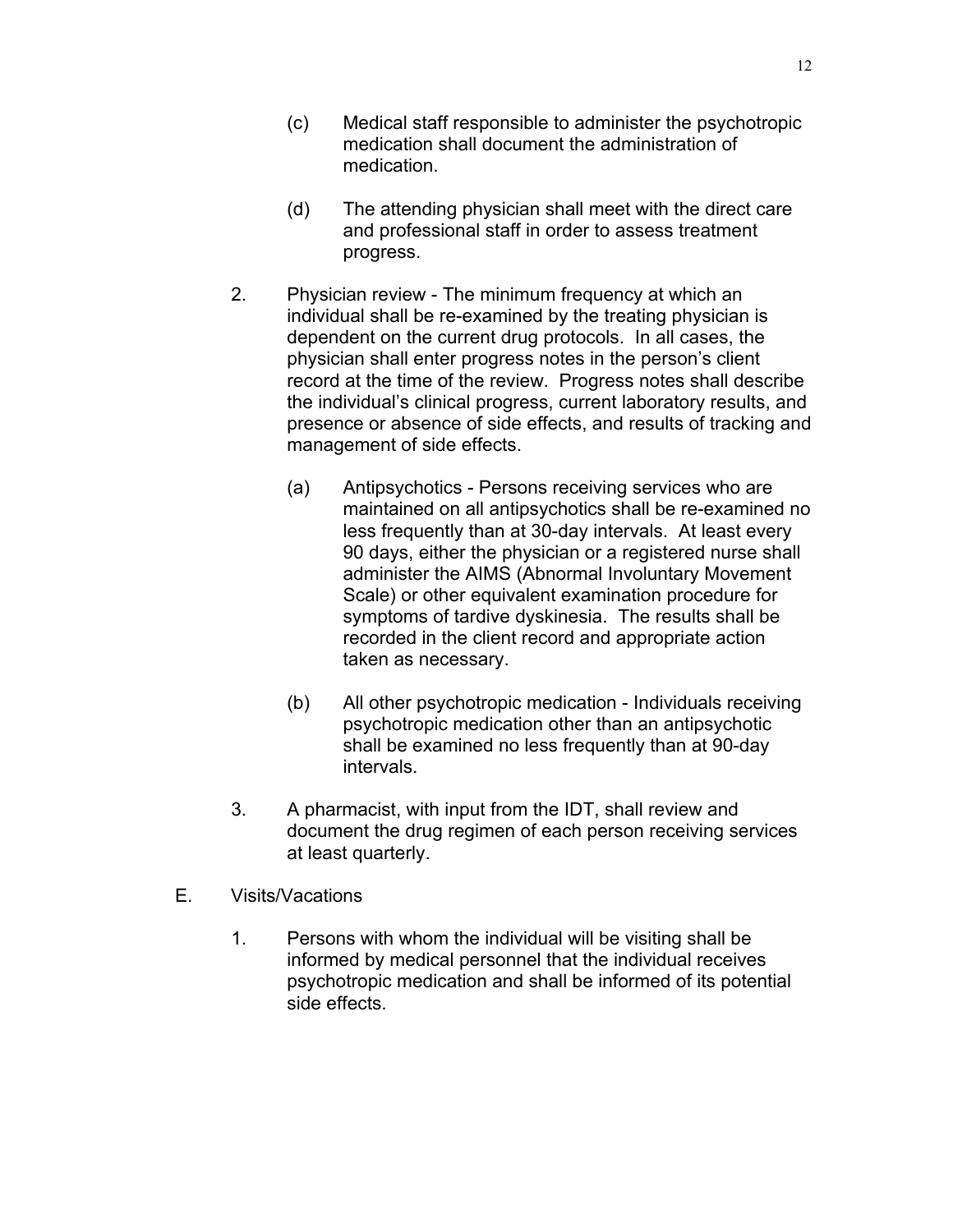(c) Medical staff responsible to administer the psychotropic medication shall document the administration of medication.

(d) The attending physician shall meet with the direct care and professional staff in order to assess treatment progress.

2. Physician review - The minimum frequency at which an individual shall be re-examined by the treating physician is dependent on the current drug protocols. In all cases, the physician shall enter progress notes in the person's client record at the time of the review. Progress notes shall describe the individual's clinical progress, current laboratory results, and presence or absence of side effects, and results of tracking and management of side effects.

   (a) Antipsychotics - Persons receiving services who are maintained on all antipsychotics shall be re-examined no less frequently than at 30-day intervals. At least every 90 days, either the physician or a registered nurse shall administer the AIMS (Abnormal Involuntary Movement Scale) or other equivalent examination procedure for symptoms of tardive dyskinesia. The results shall be recorded in the client record and appropriate action taken as necessary.

   (b) All other psychotropic medication - Individuals receiving psychotropic medication other than an antipsychotic shall be examined no less frequently than at 90-day intervals.

3. A pharmacist, with input from the IDT, shall review and document the drug regimen of each person receiving services at least quarterly.

E. Visits/Vacations

1. Persons with whom the individual will be visiting shall be informed by medical personnel that the individual receives psychotropic medication and shall be informed of its potential side effects.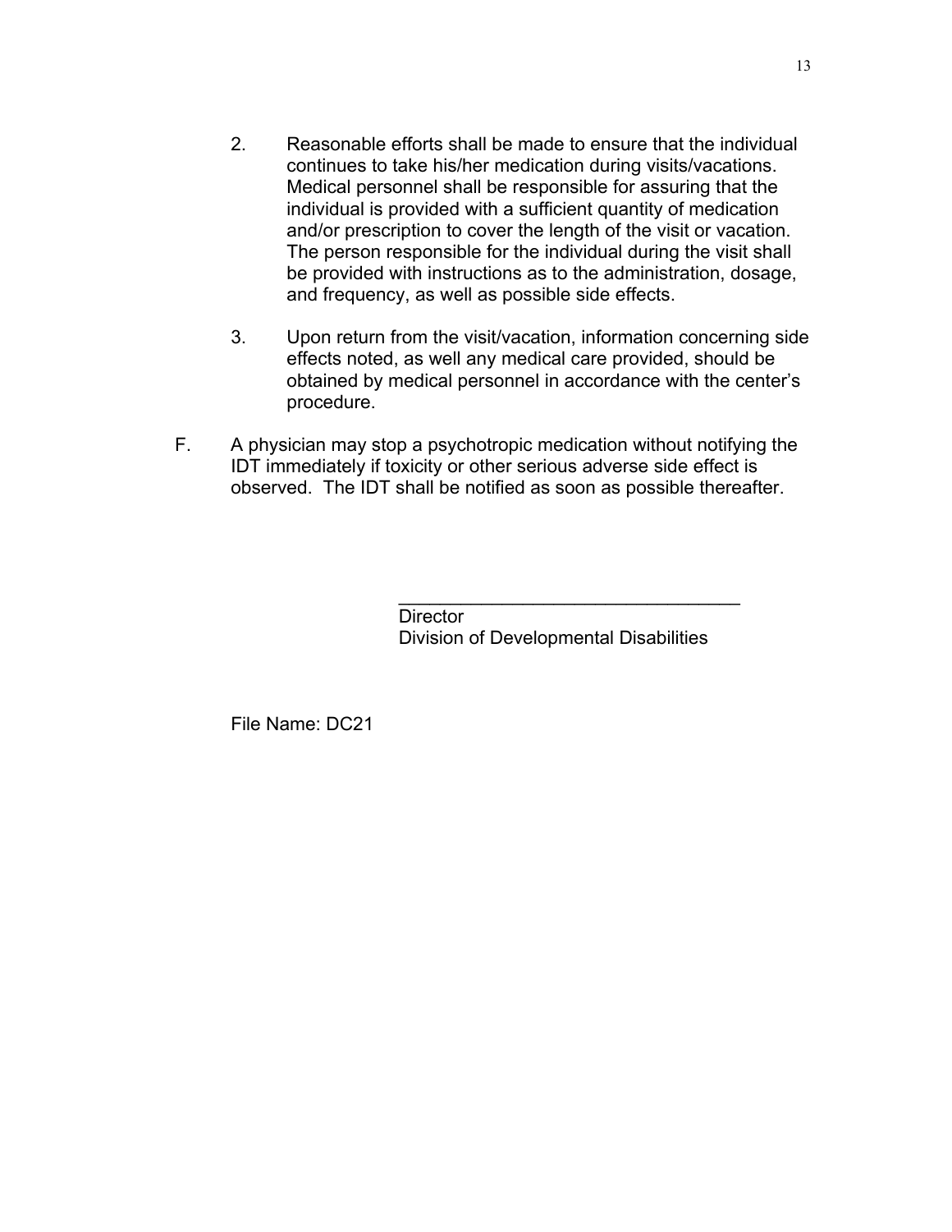2. Reasonable efforts shall be made to ensure that the individual continues to take his/her medication during visits/vacations. Medical personnel shall be responsible for assuring that the individual is provided with a sufficient quantity of medication and/or prescription to cover the length of the visit or vacation. The person responsible for the individual during the visit shall be provided with instructions as to the administration, dosage, and frequency, as well as possible side effects.

3. Upon return from the visit/vacation, information concerning side effects noted, as well any medical care provided, should be obtained by medical personnel in accordance with the center's procedure.

F. A physician may stop a psychotropic medication without notifying the IDT immediately if toxicity or other serious adverse side effect is observed. The IDT shall be notified as soon as possible thereafter.

\_\_\_\_\_\_\_\_\_\_\_\_\_\_\_\_\_\_\_\_\_\_\_\_\_\_\_\_\_\_\_\_\_\_
Director
Division of Developmental Disabilities

File Name: DC21